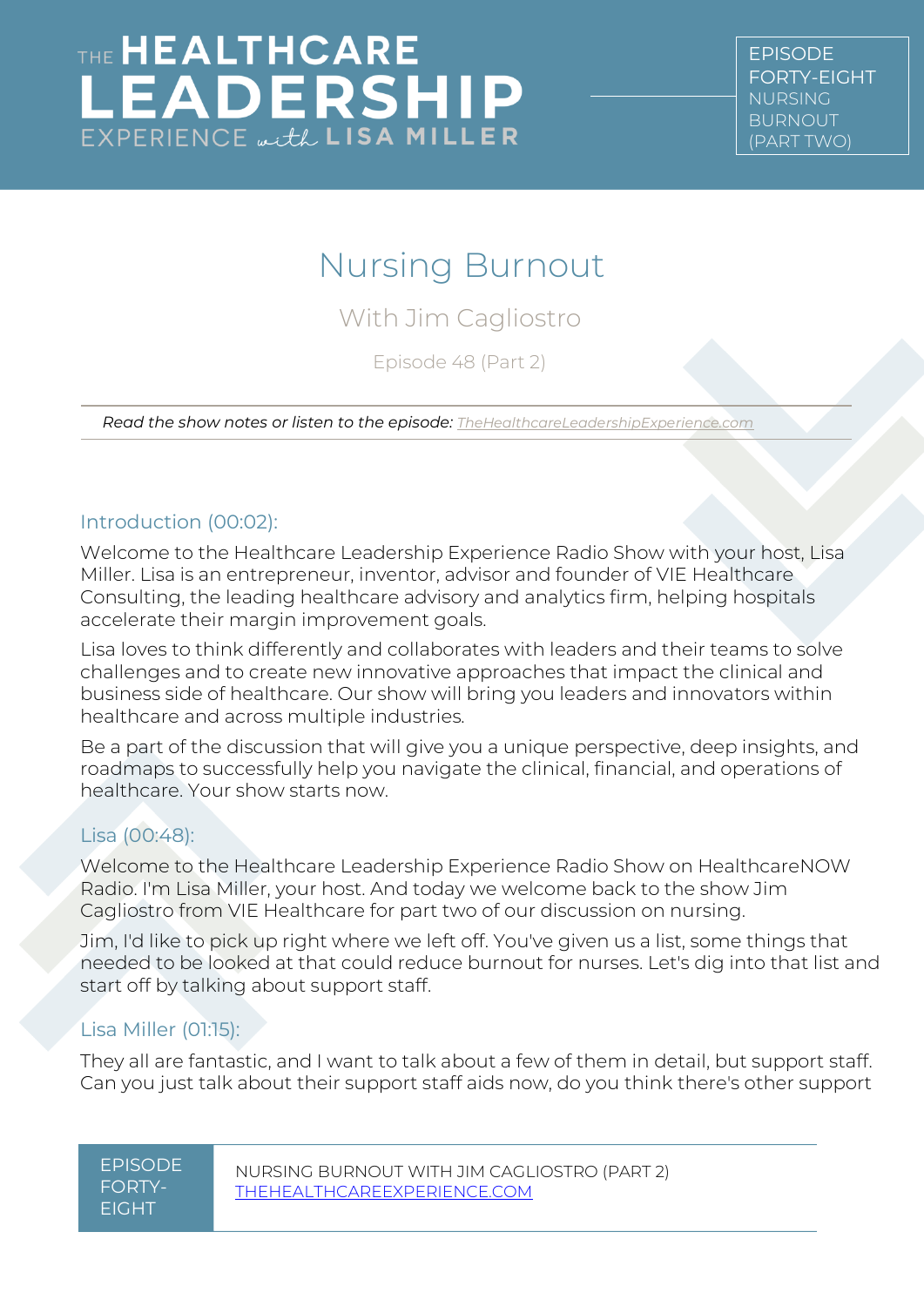# THE HEALTHCARE LEADERSHIP EXPERIENCE with LISA MILLER

EPISODE FORTY-EIGHT NURSING BURNOUT (PART TWO)

## Nursing Burnout

### With Jim Cagliostro

Episode 48 (Part 2)

*Read the show notes or listen to the episode: TheHealthcareLeadershipExperience.com*

### Introduction (00:02):

Welcome to the Healthcare Leadership Experience Radio Show with your host, Lisa Miller. Lisa is an entrepreneur, inventor, advisor and founder of VIE Healthcare Consulting, the leading healthcare advisory and analytics firm, helping hospitals accelerate their margin improvement goals.

Lisa loves to think differently and collaborates with leaders and their teams to solve challenges and to create new innovative approaches that impact the clinical and business side of healthcare. Our show will bring you leaders and innovators within healthcare and across multiple industries.

Be a part of the discussion that will give you a unique perspective, deep insights, and roadmaps to successfully help you navigate the clinical, financial, and operations of healthcare. Your show starts now.

### Lisa (00:48):

Welcome to the Healthcare Leadership Experience Radio Show on HealthcareNOW Radio. I'm Lisa Miller, your host. And today we welcome back to the show Jim Cagliostro from VIE Healthcare for part two of our discussion on nursing.

Jim, I'd like to pick up right where we left off. You've given us a list, some things that needed to be looked at that could reduce burnout for nurses. Let's dig into that list and start off by talking about support staff.

### Lisa Miller (01:15):

They all are fantastic, and I want to talk about a few of them in detail, but support staff. Can you just talk about their support staff aids now, do you think there's other support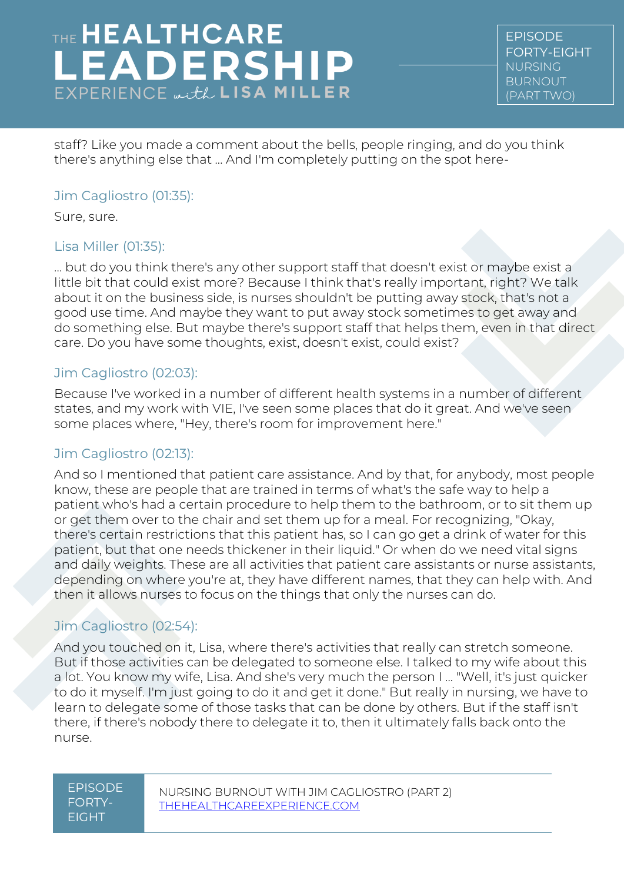staff? Like you made a comment about the bells, people ringing, and do you think there's anything else that ... And I'm completely putting on the spot here-

### Jim Cagliostro (01:35):

Sure, sure.

### Lisa Miller (01:35):

... but do you think there's any other support staff that doesn't exist or maybe exist a little bit that could exist more? Because I think that's really important, right? We talk about it on the business side, is nurses shouldn't be putting away stock, that's not a good use time. And maybe they want to put away stock sometimes to get away and do something else. But maybe there's support staff that helps them, even in that direct care. Do you have some thoughts, exist, doesn't exist, could exist?

### Jim Cagliostro (02:03):

Because I've worked in a number of different health systems in a number of different states, and my work with VIE, I've seen some places that do it great. And we've seen some places where, "Hey, there's room for improvement here."

### Jim Cagliostro (02:13):

And so I mentioned that patient care assistance. And by that, for anybody, most people know, these are people that are trained in terms of what's the safe way to help a patient who's had a certain procedure to help them to the bathroom, or to sit them up or get them over to the chair and set them up for a meal. For recognizing, "Okay, there's certain restrictions that this patient has, so I can go get a drink of water for this patient, but that one needs thickener in their liquid." Or when do we need vital signs and daily weights. These are all activities that patient care assistants or nurse assistants, depending on where you're at, they have different names, that they can help with. And then it allows nurses to focus on the things that only the nurses can do.

### Jim Cagliostro (02:54):

And you touched on it, Lisa, where there's activities that really can stretch someone. But if those activities can be delegated to someone else. I talked to my wife about this a lot. You know my wife, Lisa. And she's very much the person I ... "Well, it's just quicker to do it myself. I'm just going to do it and get it done." But really in nursing, we have to learn to delegate some of those tasks that can be done by others. But if the staff isn't there, if there's nobody there to delegate it to, then it ultimately falls back onto the nurse.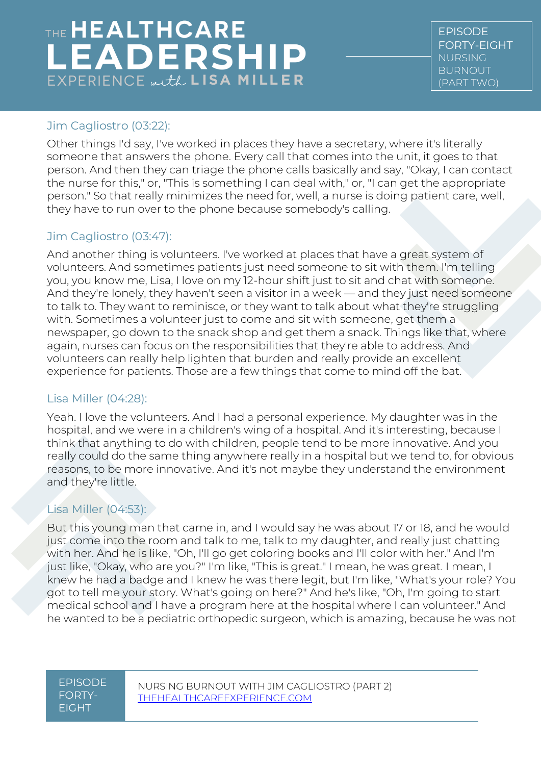### Jim Cagliostro (03:22):

Other things I'd say, I've worked in places they have a secretary, where it's literally someone that answers the phone. Every call that comes into the unit, it goes to that person. And then they can triage the phone calls basically and say, "Okay, I can contact the nurse for this," or, "This is something I can deal with," or, "I can get the appropriate person." So that really minimizes the need for, well, a nurse is doing patient care, well, they have to run over to the phone because somebody's calling.

### Jim Cagliostro (03:47):

And another thing is volunteers. I've worked at places that have a great system of volunteers. And sometimes patients just need someone to sit with them. I'm telling you, you know me, Lisa, I love on my 12-hour shift just to sit and chat with someone. And they're lonely, they haven't seen a visitor in a week — and they just need someone to talk to. They want to reminisce, or they want to talk about what they're struggling with. Sometimes a volunteer just to come and sit with someone, get them a newspaper, go down to the snack shop and get them a snack. Things like that, where again, nurses can focus on the responsibilities that they're able to address. And volunteers can really help lighten that burden and really provide an excellent experience for patients. Those are a few things that come to mind off the bat.

### Lisa Miller (04:28):

Yeah. I love the volunteers. And I had a personal experience. My daughter was in the hospital, and we were in a children's wing of a hospital. And it's interesting, because I think that anything to do with children, people tend to be more innovative. And you really could do the same thing anywhere really in a hospital but we tend to, for obvious reasons, to be more innovative. And it's not maybe they understand the environment and they're little.

### Lisa Miller (04:53):

But this young man that came in, and I would say he was about 17 or 18, and he would just come into the room and talk to me, talk to my daughter, and really just chatting with her. And he is like, "Oh, I'll go get coloring books and I'll color with her." And I'm just like, "Okay, who are you?" I'm like, "This is great." I mean, he was great. I mean, I knew he had a badge and I knew he was there legit, but I'm like, "What's your role? You got to tell me your story. What's going on here?" And he's like, "Oh, I'm going to start medical school and I have a program here at the hospital where I can volunteer." And he wanted to be a pediatric orthopedic surgeon, which is amazing, because he was not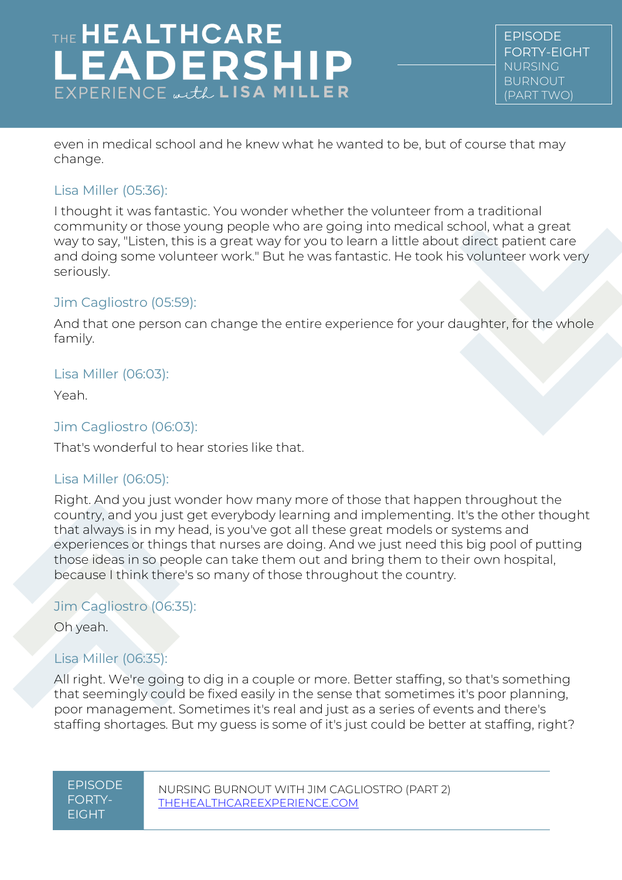even in medical school and he knew what he wanted to be, but of course that may change.

### Lisa Miller (05:36):

I thought it was fantastic. You wonder whether the volunteer from a traditional community or those young people who are going into medical school, what a great way to say, "Listen, this is a great way for you to learn a little about direct patient care and doing some volunteer work." But he was fantastic. He took his volunteer work very seriously.

### Jim Cagliostro (05:59):

And that one person can change the entire experience for your daughter, for the whole family.

### Lisa Miller (06:03):

Yeah.

### Jim Cagliostro (06:03):

That's wonderful to hear stories like that.

### Lisa Miller (06:05):

Right. And you just wonder how many more of those that happen throughout the country, and you just get everybody learning and implementing. It's the other thought that always is in my head, is you've got all these great models or systems and experiences or things that nurses are doing. And we just need this big pool of putting those ideas in so people can take them out and bring them to their own hospital, because I think there's so many of those throughout the country.

### Jim Cagliostro (06:35):

Oh yeah.

### Lisa Miller (06:35):

All right. We're going to dig in a couple or more. Better staffing, so that's something that seemingly could be fixed easily in the sense that sometimes it's poor planning, poor management. Sometimes it's real and just as a series of events and there's staffing shortages. But my guess is some of it's just could be better at staffing, right?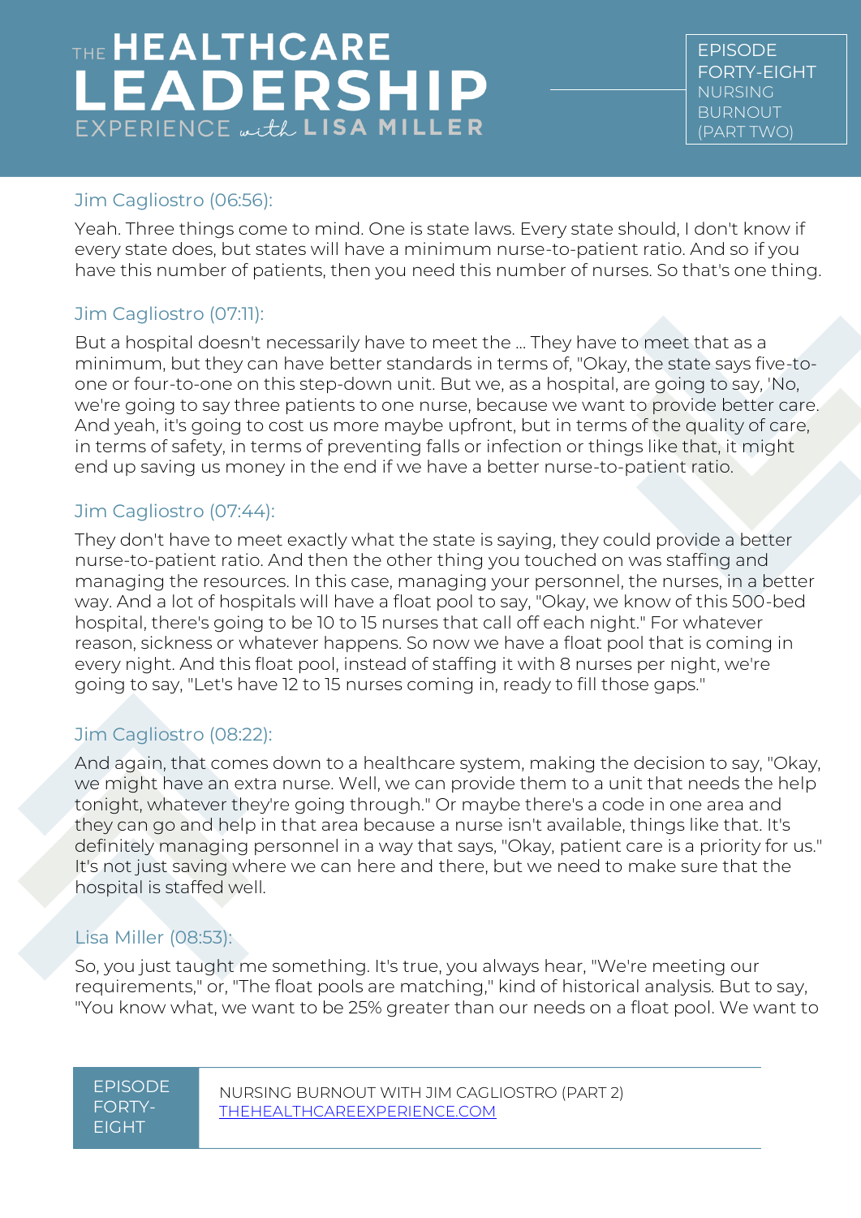Jim Cagliostro (06:56):

Yeah. Three things come to mind. One is state laws. Every state should, I don't know if every state does, but states will have a minimum nurse-to-patient ratio. And so if you have this number of patients, then you need this number of nurses. So that's one thing.

Jim Cagliostro (07:11):

But a hospital doesn't necessarily have to meet the ... They have to meet that as a minimum, but they can have better standards in terms of, "Okay, the state says five-to-one or four-to-one on this step-down unit. But we, as a hospital, are going to say, 'No, we're going to say three patients to one nurse, because we want to provide better care. And yeah, it's going to cost us more maybe upfront, but in terms of the quality of care, in terms of safety, in terms of preventing falls or infection or things like that, it might end up saving us money in the end if we have a better nurse-to-patient ratio.

Jim Cagliostro (07:44):

They don't have to meet exactly what the state is saying, they could provide a better nurse-to-patient ratio. And then the other thing you touched on was staffing and managing the resources. In this case, managing your personnel, the nurses, in a better way. And a lot of hospitals will have a float pool to say, "Okay, we know of this 500-bed hospital, there's going to be 10 to 15 nurses that call off each night." For whatever reason, sickness or whatever happens. So now we have a float pool that is coming in every night. And this float pool, instead of staffing it with 8 nurses per night, we're going to say, "Let's have 12 to 15 nurses coming in, ready to fill those gaps."

Jim Cagliostro (08:22):

And again, that comes down to a healthcare system, making the decision to say, "Okay, we might have an extra nurse. Well, we can provide them to a unit that needs the help tonight, whatever they're going through." Or maybe there's a code in one area and they can go and help in that area because a nurse isn't available, things like that. It's definitely managing personnel in a way that says, "Okay, patient care is a priority for us." It's not just saving where we can here and there, but we need to make sure that the hospital is staffed well.

Lisa Miller (08:53):

So, you just taught me something. It's true, you always hear, "We're meeting our requirements," or, "The float pools are matching," kind of historical analysis. But to say, "You know what, we want to be 25% greater than our needs on a float pool. We want to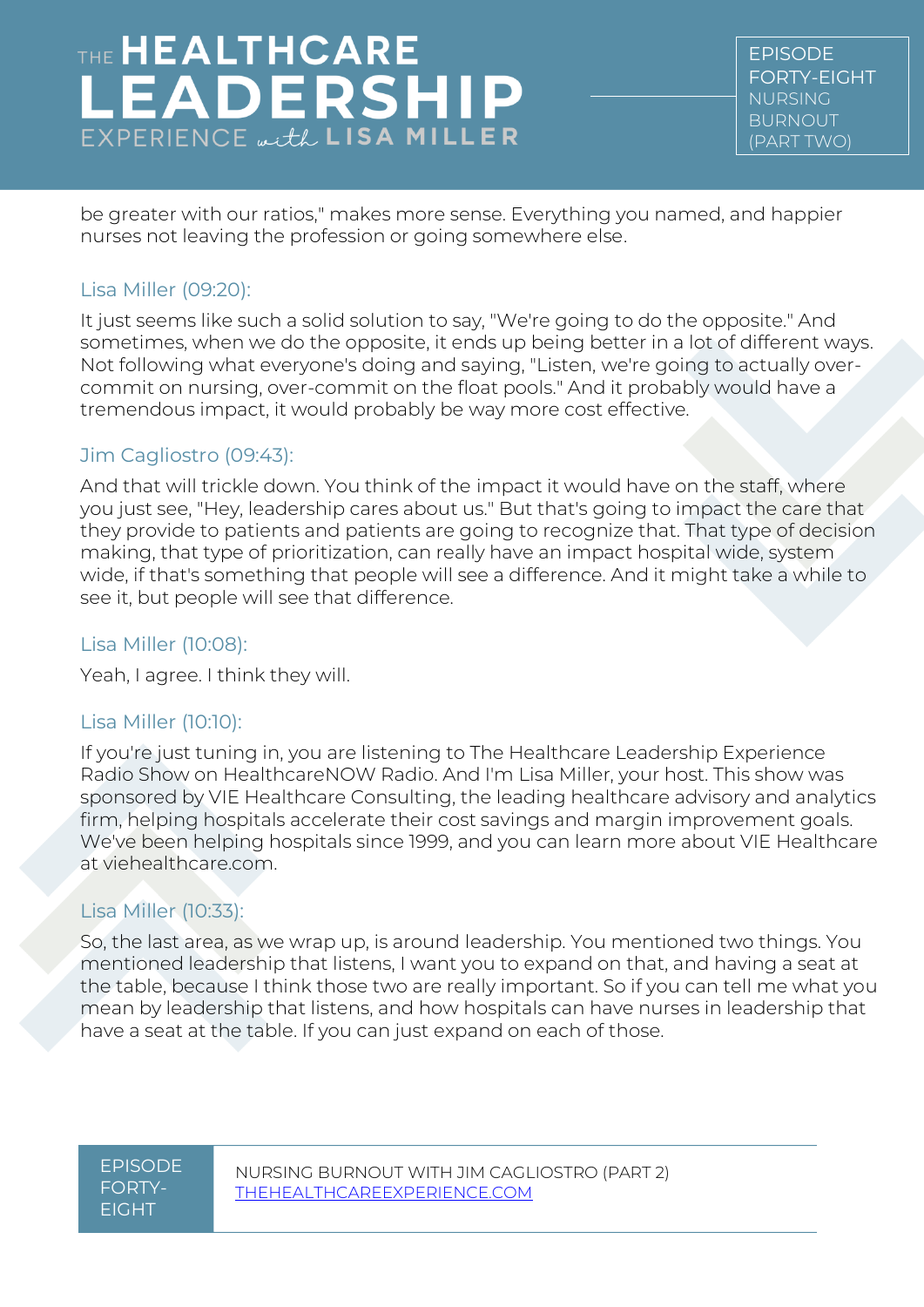be greater with our ratios," makes more sense. Everything you named, and happier nurses not leaving the profession or going somewhere else.

### Lisa Miller (09:20):

It just seems like such a solid solution to say, "We're going to do the opposite." And sometimes, when we do the opposite, it ends up being better in a lot of different ways. Not following what everyone's doing and saying, "Listen, we're going to actually over-commit on nursing, over-commit on the float pools." And it probably would have a tremendous impact, it would probably be way more cost effective.

### Jim Cagliostro (09:43):

And that will trickle down. You think of the impact it would have on the staff, where you just see, "Hey, leadership cares about us." But that's going to impact the care that they provide to patients and patients are going to recognize that. That type of decision making, that type of prioritization, can really have an impact hospital wide, system wide, if that's something that people will see a difference. And it might take a while to see it, but people will see that difference.

### Lisa Miller (10:08):

Yeah, I agree. I think they will.

### Lisa Miller (10:10):

If you're just tuning in, you are listening to The Healthcare Leadership Experience Radio Show on HealthcareNOW Radio. And I'm Lisa Miller, your host. This show was sponsored by VIE Healthcare Consulting, the leading healthcare advisory and analytics firm, helping hospitals accelerate their cost savings and margin improvement goals. We've been helping hospitals since 1999, and you can learn more about VIE Healthcare at viehealthcare.com.

### Lisa Miller (10:33):

So, the last area, as we wrap up, is around leadership. You mentioned two things. You mentioned leadership that listens, I want you to expand on that, and having a seat at the table, because I think those two are really important. So if you can tell me what you mean by leadership that listens, and how hospitals can have nurses in leadership that have a seat at the table. If you can just expand on each of those.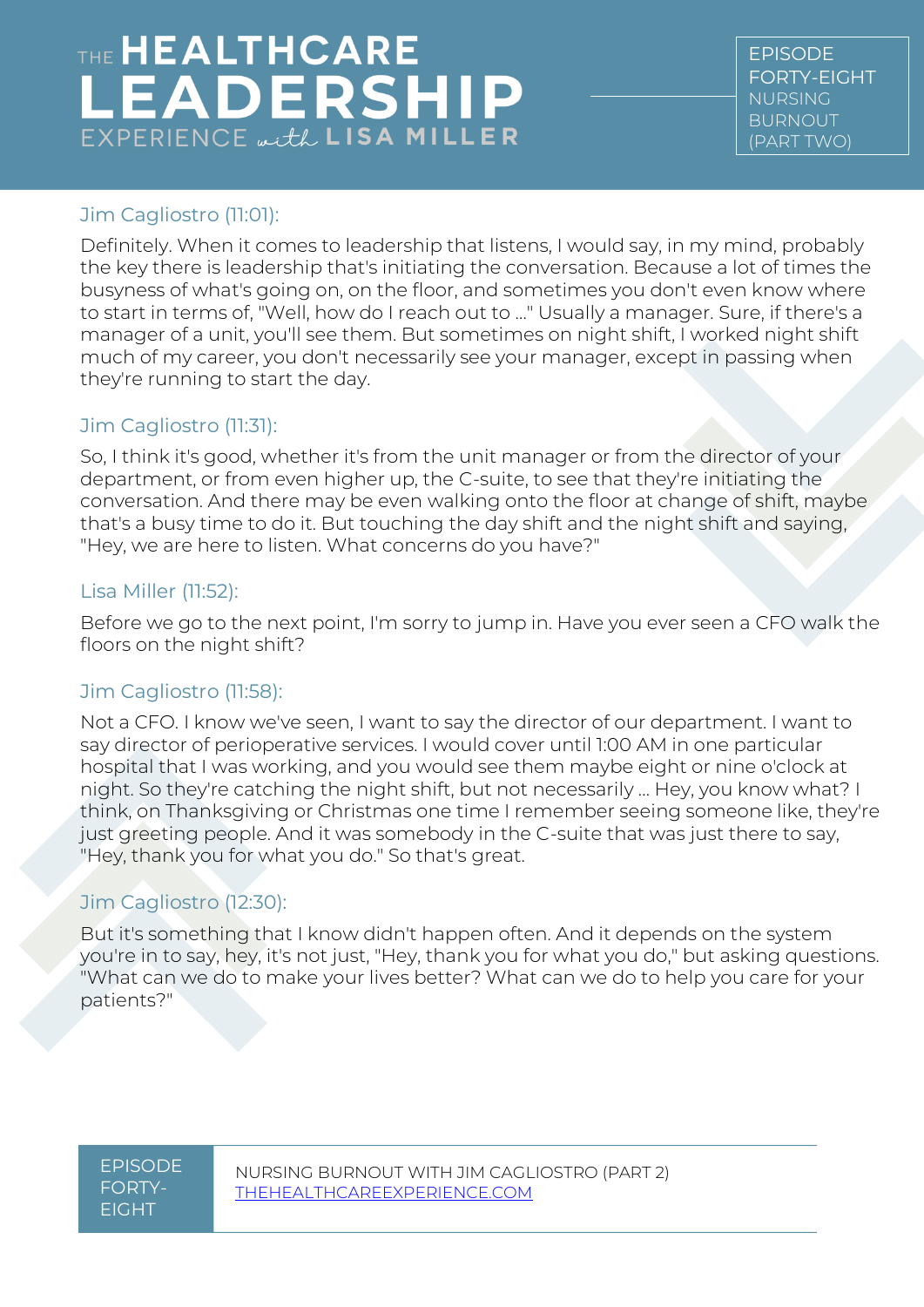Jim Cagliostro (11:01):

Definitely. When it comes to leadership that listens, I would say, in my mind, probably the key there is leadership that's initiating the conversation. Because a lot of times the busyness of what's going on, on the floor, and sometimes you don't even know where to start in terms of, "Well, how do I reach out to ..." Usually a manager. Sure, if there's a manager of a unit, you'll see them. But sometimes on night shift, I worked night shift much of my career, you don't necessarily see your manager, except in passing when they're running to start the day.

Jim Cagliostro (11:31):

So, I think it's good, whether it's from the unit manager or from the director of your department, or from even higher up, the C-suite, to see that they're initiating the conversation. And there may be even walking onto the floor at change of shift, maybe that's a busy time to do it. But touching the day shift and the night shift and saying, "Hey, we are here to listen. What concerns do you have?"

Lisa Miller (11:52):

Before we go to the next point, I'm sorry to jump in. Have you ever seen a CFO walk the floors on the night shift?

Jim Cagliostro (11:58):

Not a CFO. I know we've seen, I want to say the director of our department. I want to say director of perioperative services. I would cover until 1:00 AM in one particular hospital that I was working, and you would see them maybe eight or nine o'clock at night. So they're catching the night shift, but not necessarily ... Hey, you know what? I think, on Thanksgiving or Christmas one time I remember seeing someone like, they're just greeting people. And it was somebody in the C-suite that was just there to say, "Hey, thank you for what you do." So that's great.

Jim Cagliostro (12:30):

But it's something that I know didn't happen often. And it depends on the system you're in to say, hey, it's not just, "Hey, thank you for what you do," but asking questions. "What can we do to make your lives better? What can we do to help you care for your patients?"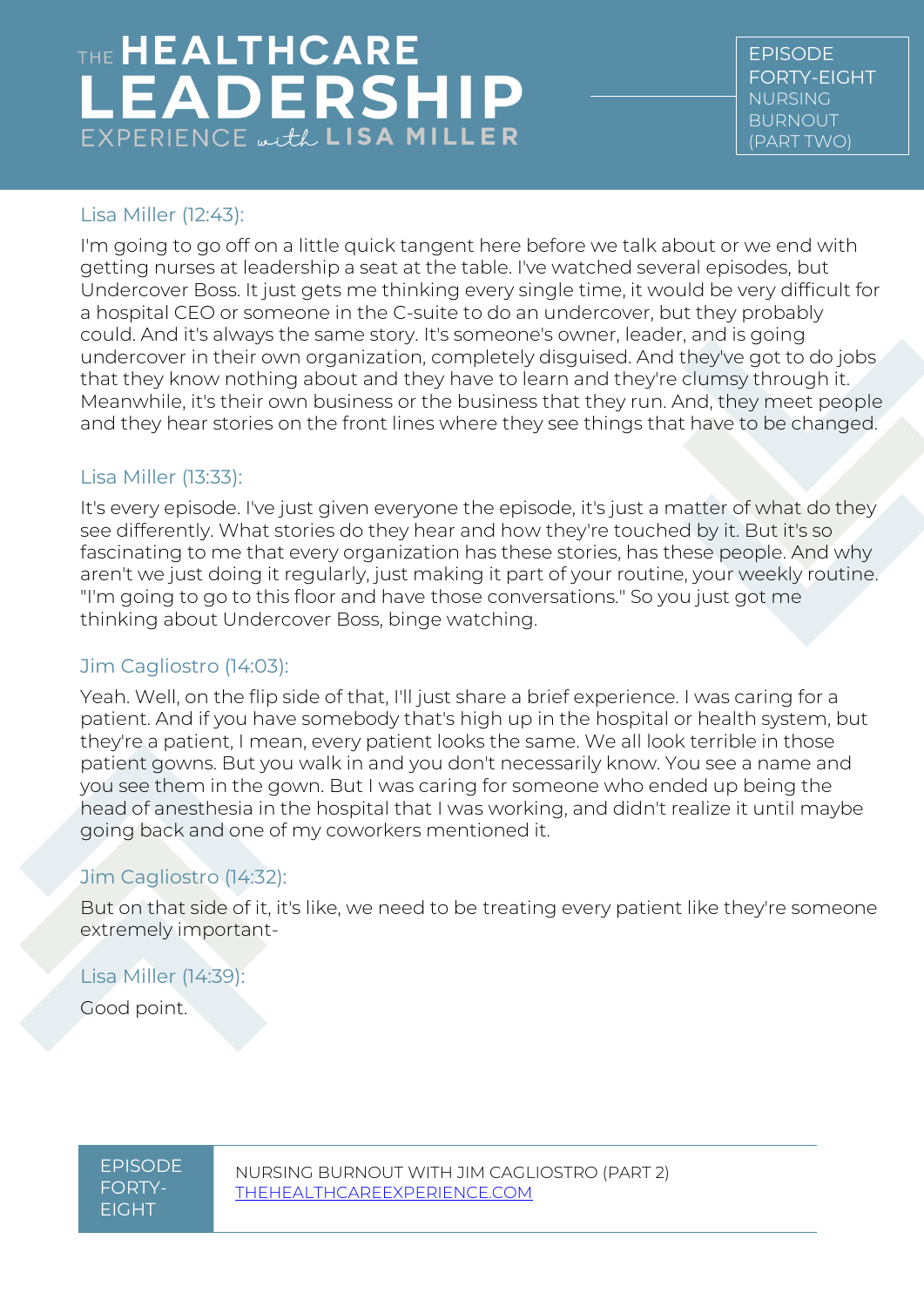Lisa Miller (12:43):

I'm going to go off on a little quick tangent here before we talk about or we end with getting nurses at leadership a seat at the table. I've watched several episodes, but Undercover Boss. It just gets me thinking every single time, it would be very difficult for a hospital CEO or someone in the C-suite to do an undercover, but they probably could. And it's always the same story. It's someone's owner, leader, and is going undercover in their own organization, completely disguised. And they've got to do jobs that they know nothing about and they have to learn and they're clumsy through it. Meanwhile, it's their own business or the business that they run. And, they meet people and they hear stories on the front lines where they see things that have to be changed.

Lisa Miller (13:33):

It's every episode. I've just given everyone the episode, it's just a matter of what do they see differently. What stories do they hear and how they're touched by it. But it's so fascinating to me that every organization has these stories, has these people. And why aren't we just doing it regularly, just making it part of your routine, your weekly routine. "I'm going to go to this floor and have those conversations." So you just got me thinking about Undercover Boss, binge watching.

Jim Cagliostro (14:03):

Yeah. Well, on the flip side of that, I'll just share a brief experience. I was caring for a patient. And if you have somebody that's high up in the hospital or health system, but they're a patient, I mean, every patient looks the same. We all look terrible in those patient gowns. But you walk in and you don't necessarily know. You see a name and you see them in the gown. But I was caring for someone who ended up being the head of anesthesia in the hospital that I was working, and didn't realize it until maybe going back and one of my coworkers mentioned it.

Jim Cagliostro (14:32):

But on that side of it, it's like, we need to be treating every patient like they're someone extremely important-

Lisa Miller (14:39):

Good point.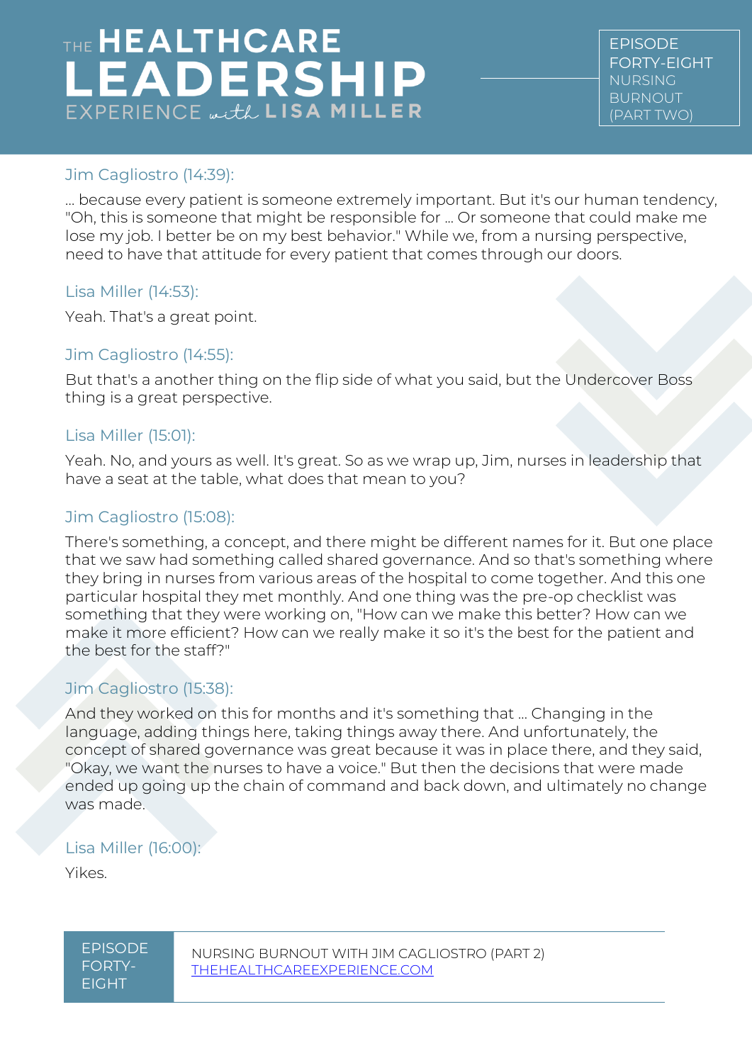Jim Cagliostro (14:39):

… because every patient is someone extremely important. But it's our human tendency, "Oh, this is someone that might be responsible for … Or someone that could make me lose my job. I better be on my best behavior." While we, from a nursing perspective, need to have that attitude for every patient that comes through our doors.

Lisa Miller (14:53):

Yeah. That's a great point.

Jim Cagliostro (14:55):

But that's a another thing on the flip side of what you said, but the Undercover Boss thing is a great perspective.

Lisa Miller (15:01):

Yeah. No, and yours as well. It's great. So as we wrap up, Jim, nurses in leadership that have a seat at the table, what does that mean to you?

Jim Cagliostro (15:08):

There's something, a concept, and there might be different names for it. But one place that we saw had something called shared governance. And so that's something where they bring in nurses from various areas of the hospital to come together. And this one particular hospital they met monthly. And one thing was the pre-op checklist was something that they were working on, "How can we make this better? How can we make it more efficient? How can we really make it so it's the best for the patient and the best for the staff?"

Jim Cagliostro (15:38):

And they worked on this for months and it's something that … Changing in the language, adding things here, taking things away there. And unfortunately, the concept of shared governance was great because it was in place there, and they said, "Okay, we want the nurses to have a voice." But then the decisions that were made ended up going up the chain of command and back down, and ultimately no change was made.

Lisa Miller (16:00):

Yikes.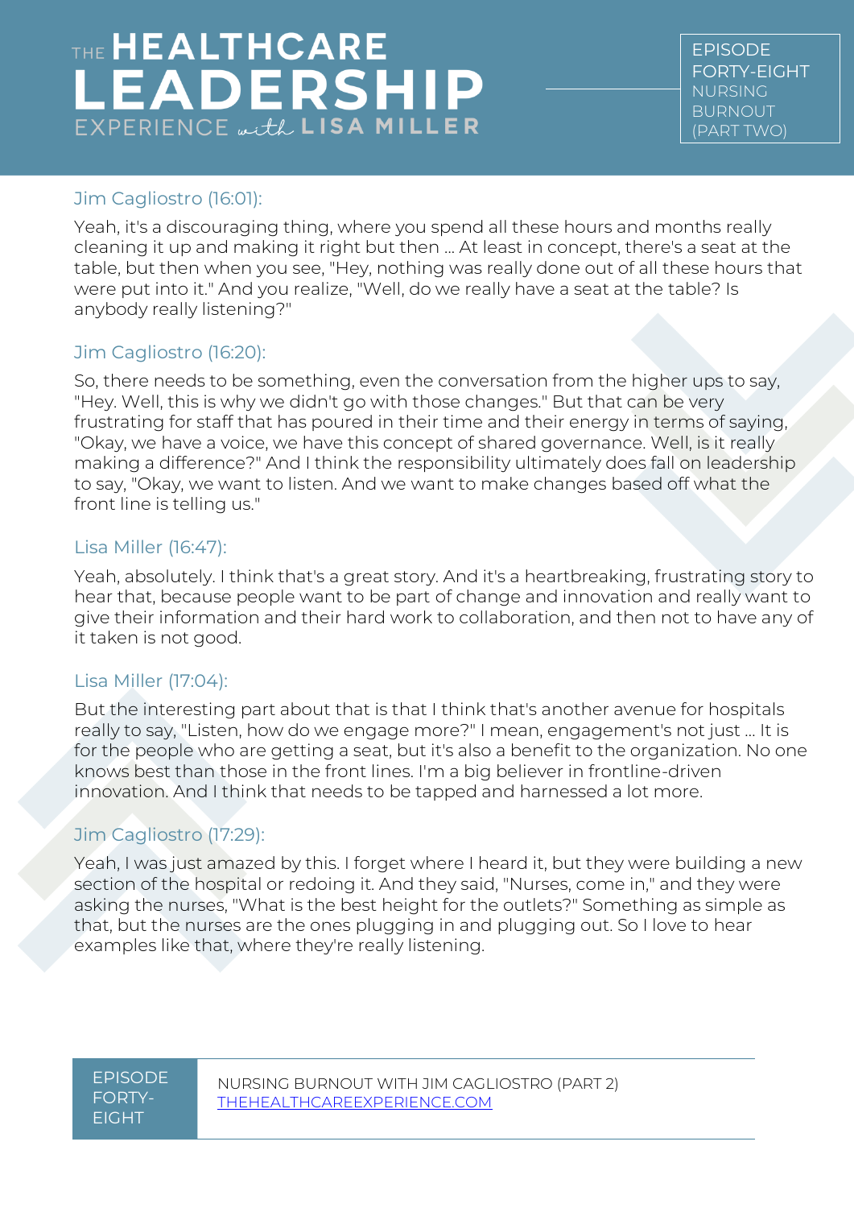Jim Cagliostro (16:01):

Yeah, it's a discouraging thing, where you spend all these hours and months really cleaning it up and making it right but then ... At least in concept, there's a seat at the table, but then when you see, "Hey, nothing was really done out of all these hours that were put into it." And you realize, "Well, do we really have a seat at the table? Is anybody really listening?"

Jim Cagliostro (16:20):

So, there needs to be something, even the conversation from the higher ups to say, "Hey. Well, this is why we didn't go with those changes." But that can be very frustrating for staff that has poured in their time and their energy in terms of saying, "Okay, we have a voice, we have this concept of shared governance. Well, is it really making a difference?" And I think the responsibility ultimately does fall on leadership to say, "Okay, we want to listen. And we want to make changes based off what the front line is telling us."

Lisa Miller (16:47):

Yeah, absolutely. I think that's a great story. And it's a heartbreaking, frustrating story to hear that, because people want to be part of change and innovation and really want to give their information and their hard work to collaboration, and then not to have any of it taken is not good.

Lisa Miller (17:04):

But the interesting part about that is that I think that's another avenue for hospitals really to say, "Listen, how do we engage more?" I mean, engagement's not just ... It is for the people who are getting a seat, but it's also a benefit to the organization. No one knows best than those in the front lines. I'm a big believer in frontline-driven innovation. And I think that needs to be tapped and harnessed a lot more.

Jim Cagliostro (17:29):

Yeah, I was just amazed by this. I forget where I heard it, but they were building a new section of the hospital or redoing it. And they said, "Nurses, come in," and they were asking the nurses, "What is the best height for the outlets?" Something as simple as that, but the nurses are the ones plugging in and plugging out. So I love to hear examples like that, where they're really listening.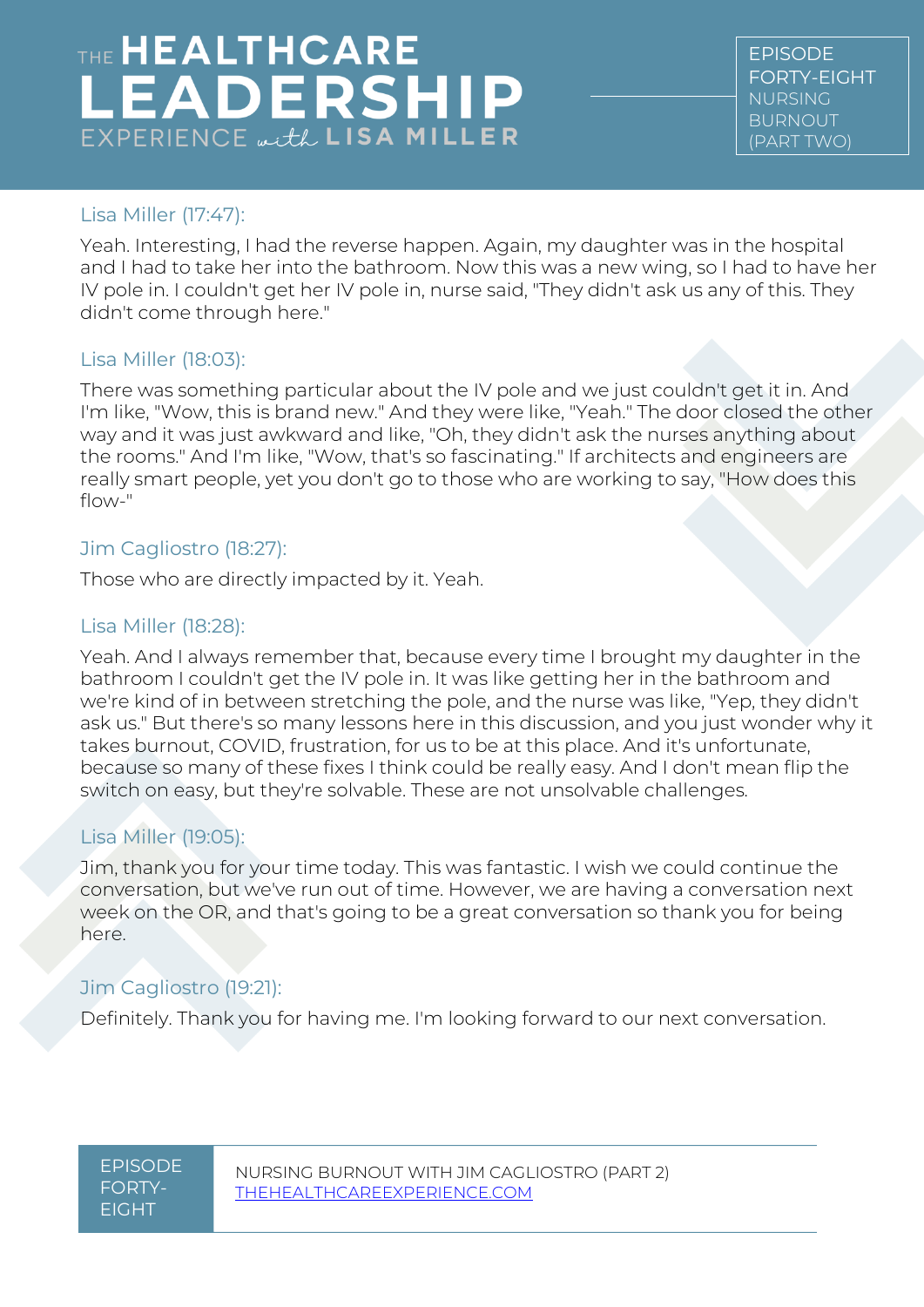Lisa Miller (17:47):

Yeah. Interesting, I had the reverse happen. Again, my daughter was in the hospital and I had to take her into the bathroom. Now this was a new wing, so I had to have her IV pole in. I couldn't get her IV pole in, nurse said, "They didn't ask us any of this. They didn't come through here."

Lisa Miller (18:03):

There was something particular about the IV pole and we just couldn't get it in. And I'm like, "Wow, this is brand new." And they were like, "Yeah." The door closed the other way and it was just awkward and like, "Oh, they didn't ask the nurses anything about the rooms." And I'm like, "Wow, that's so fascinating." If architects and engineers are really smart people, yet you don't go to those who are working to say, "How does this flow-"

Jim Cagliostro (18:27):

Those who are directly impacted by it. Yeah.

Lisa Miller (18:28):

Yeah. And I always remember that, because every time I brought my daughter in the bathroom I couldn't get the IV pole in. It was like getting her in the bathroom and we're kind of in between stretching the pole, and the nurse was like, "Yep, they didn't ask us." But there's so many lessons here in this discussion, and you just wonder why it takes burnout, COVID, frustration, for us to be at this place. And it's unfortunate, because so many of these fixes I think could be really easy. And I don't mean flip the switch on easy, but they're solvable. These are not unsolvable challenges.

Lisa Miller (19:05):

Jim, thank you for your time today. This was fantastic. I wish we could continue the conversation, but we've run out of time. However, we are having a conversation next week on the OR, and that's going to be a great conversation so thank you for being here.

Jim Cagliostro (19:21):

Definitely. Thank you for having me. I'm looking forward to our next conversation.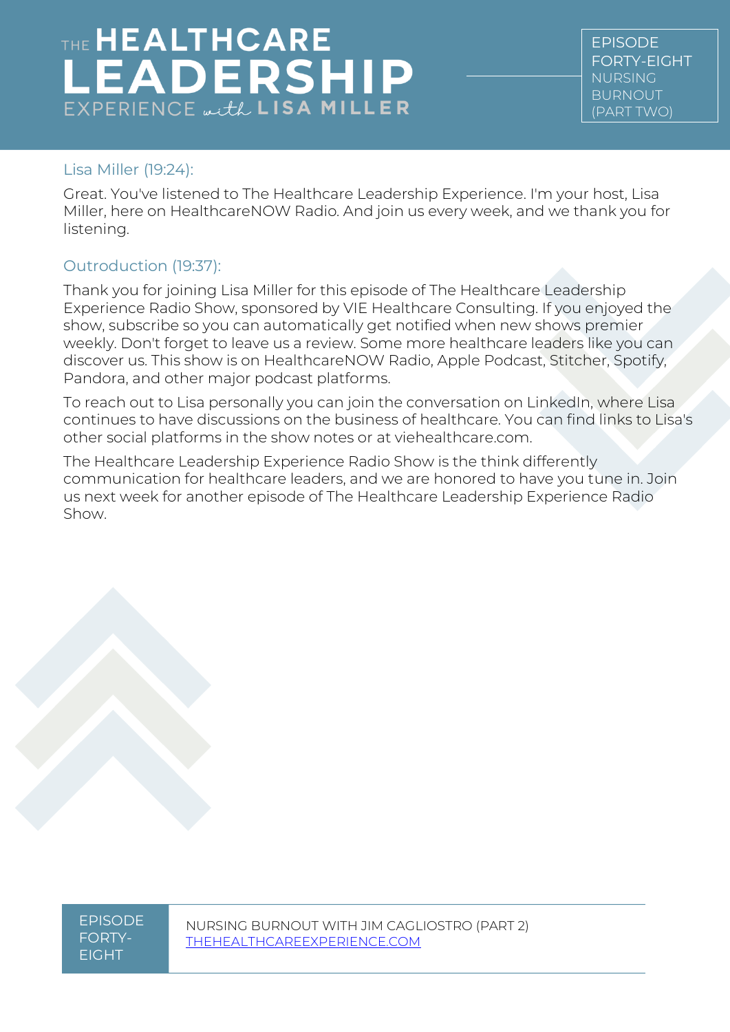Lisa Miller (19:24):

Great. You've listened to The Healthcare Leadership Experience. I'm your host, Lisa Miller, here on HealthcareNOW Radio. And join us every week, and we thank you for listening.

Outroduction (19:37):

Thank you for joining Lisa Miller for this episode of The Healthcare Leadership Experience Radio Show, sponsored by VIE Healthcare Consulting. If you enjoyed the show, subscribe so you can automatically get notified when new shows premier weekly. Don't forget to leave us a review. Some more healthcare leaders like you can discover us. This show is on HealthcareNOW Radio, Apple Podcast, Stitcher, Spotify, Pandora, and other major podcast platforms.

To reach out to Lisa personally you can join the conversation on LinkedIn, where Lisa continues to have discussions on the business of healthcare. You can find links to Lisa's other social platforms in the show notes or at viehealthcare.com.

The Healthcare Leadership Experience Radio Show is the think differently communication for healthcare leaders, and we are honored to have you tune in. Join us next week for another episode of The Healthcare Leadership Experience Radio Show.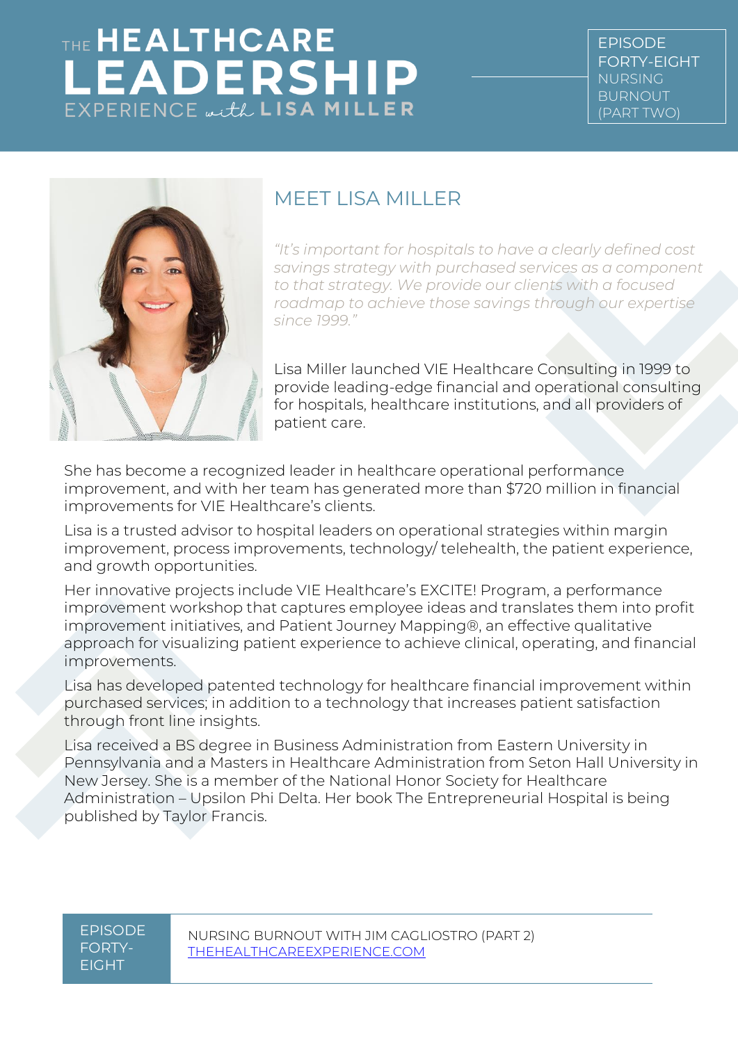## MEET LISA MILLER

*"It's important for hospitals to have a clearly defined cost savings strategy with purchased services as a component to that strategy. We provide our clients with a focused roadmap to achieve those savings through our expertise since 1999."*

Lisa Miller launched VIE Healthcare Consulting in 1999 to provide leading-edge financial and operational consulting for hospitals, healthcare institutions, and all providers of patient care.

She has become a recognized leader in healthcare operational performance improvement, and with her team has generated more than $720 million in financial improvements for VIE Healthcare's clients.

Lisa is a trusted advisor to hospital leaders on operational strategies within margin improvement, process improvements, technology/ telehealth, the patient experience, and growth opportunities.

Her innovative projects include VIE Healthcare's EXCITE! Program, a performance improvement workshop that captures employee ideas and translates them into profit improvement initiatives, and Patient Journey Mapping®, an effective qualitative approach for visualizing patient experience to achieve clinical, operating, and financial improvements.

Lisa has developed patented technology for healthcare financial improvement within purchased services; in addition to a technology that increases patient satisfaction through front line insights.

Lisa received a BS degree in Business Administration from Eastern University in Pennsylvania and a Masters in Healthcare Administration from Seton Hall University in New Jersey. She is a member of the National Honor Society for Healthcare Administration – Upsilon Phi Delta. Her book The Entrepreneurial Hospital is being published by Taylor Francis.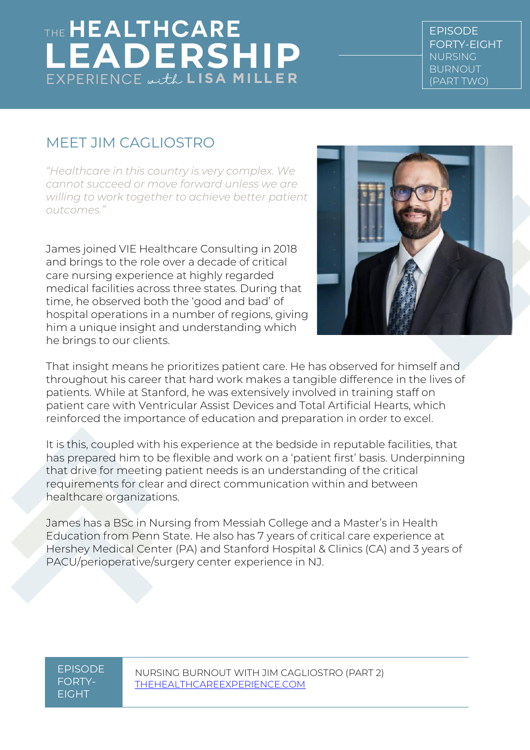# MEET JIM CAGLIOSTRO

*"Healthcare in this country is very complex. We cannot succeed or move forward unless we are willing to work together to achieve better patient outcomes."*

James joined VIE Healthcare Consulting in 2018 and brings to the role over a decade of critical care nursing experience at highly regarded medical facilities across three states. During that time, he observed both the 'good and bad' of hospital operations in a number of regions, giving him a unique insight and understanding which he brings to our clients.

That insight means he prioritizes patient care. He has observed for himself and throughout his career that hard work makes a tangible difference in the lives of patients. While at Stanford, he was extensively involved in training staff on patient care with Ventricular Assist Devices and Total Artificial Hearts, which reinforced the importance of education and preparation in order to excel.

It is this, coupled with his experience at the bedside in reputable facilities, that has prepared him to be flexible and work on a 'patient first' basis. Underpinning that drive for meeting patient needs is an understanding of the critical requirements for clear and direct communication within and between healthcare organizations.

James has a BSc in Nursing from Messiah College and a Master's in Health Education from Penn State. He also has 7 years of critical care experience at Hershey Medical Center (PA) and Stanford Hospital & Clinics (CA) and 3 years of PACU/perioperative/surgery center experience in NJ.